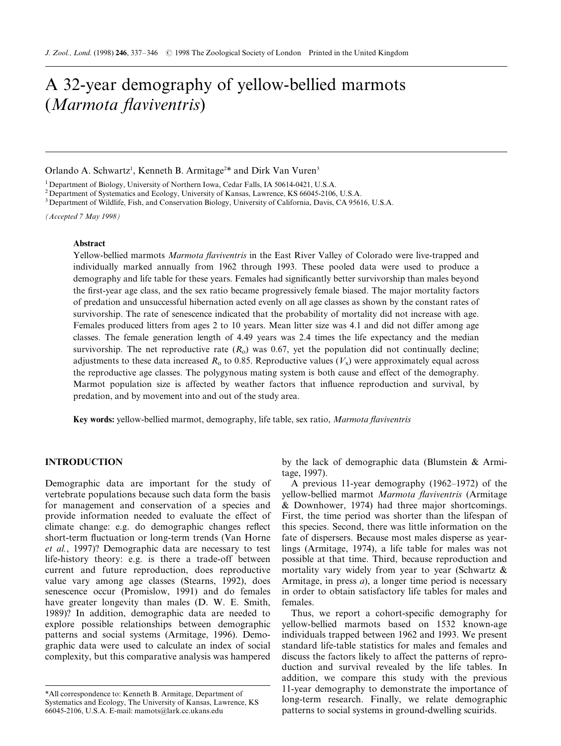# A 32-year demography of yellow-bellied marmots (*Marmota flaviventris*)

Orlando A. Schwartz[1], Kenneth B. Armitage[2]* and Dirk Van Vuren[3]

[1] Department of Biology, University of Northern Iowa, Cedar Falls, IA 50614-0421, U.S.A.
[2] Department of Systematics and Ecology, University of Kansas, Lawrence, KS 66045-2106, U.S.A.
[3] Department of Wildlife, Fish, and Conservation Biology, University of California, Davis, CA 95616, U.S.A.

*(Accepted 7 May 1998)*

### Abstract

Yellow-bellied marmots *Marmota flaviventris* in the East River Valley of Colorado were live-trapped and individually marked annually from 1962 through 1993. These pooled data were used to produce a demography and life table for these years. Females had significantly better survivorship than males beyond the first-year age class, and the sex ratio became progressively female biased. The major mortality factors of predation and unsuccessful hibernation acted evenly on all age classes as shown by the constant rates of survivorship. The rate of senescence indicated that the probability of mortality did not increase with age. Females produced litters from ages 2 to 10 years. Mean litter size was 4.1 and did not differ among age classes. The female generation length of 4.49 years was 2.4 times the life expectancy and the median survivorship. The net reproductive rate ($R_o$) was 0.67, yet the population did not continually decline; adjustments to these data increased $R_o$ to 0.85. Reproductive values ($V_x$) were approximately equal across the reproductive age classes. The polygynous mating system is both cause and effect of the demography. Marmot population size is affected by weather factors that influence reproduction and survival, by predation, and by movement into and out of the study area.

**Key words:** yellow-bellied marmot, demography, life table, sex ratio, *Marmota flaviventris*

## INTRODUCTION

Demographic data are important for the study of vertebrate populations because such data form the basis for management and conservation of a species and provide information needed to evaluate the effect of climate change: e.g. do demographic changes reflect short-term fluctuation or long-term trends (Van Horne *et al.*, 1997)? Demographic data are necessary to test life-history theory: e.g. is there a trade-off between current and future reproduction, does reproductive value vary among age classes (Stearns, 1992), does senescence occur (Promislow, 1991) and do females have greater longevity than males (D. W. E. Smith, 1989)? In addition, demographic data are needed to explore possible relationships between demographic patterns and social systems (Armitage, 1996). Demographic data were used to calculate an index of social complexity, but this comparative analysis was hampered by the lack of demographic data (Blumstein & Armitage, 1997).

A previous 11-year demography (1962–1972) of the yellow-bellied marmot *Marmota flaviventris* (Armitage & Downhower, 1974) had three major shortcomings. First, the time period was shorter than the lifespan of this species. Second, there was little information on the fate of dispersers. Because most males disperse as yearlings (Armitage, 1974), a life table for males was not possible at that time. Third, because reproduction and mortality vary widely from year to year (Schwartz & Armitage, in press *a*), a longer time period is necessary in order to obtain satisfactory life tables for males and females.

Thus, we report a cohort-specific demography for yellow-bellied marmots based on 1532 known-age individuals trapped between 1962 and 1993. We present standard life-table statistics for males and females and discuss the factors likely to affect the patterns of reproduction and survival revealed by the life tables. In addition, we compare this study with the previous 11-year demography to demonstrate the importance of long-term research. Finally, we relate demographic patterns to social systems in ground-dwelling sciurids.

*All correspondence to: Kenneth B. Armitage, Department of Systematics and Ecology, The University of Kansas, Lawrence, KS 66045-2106, U.S.A. E-mail: mamots@lark.cc.ukans.edu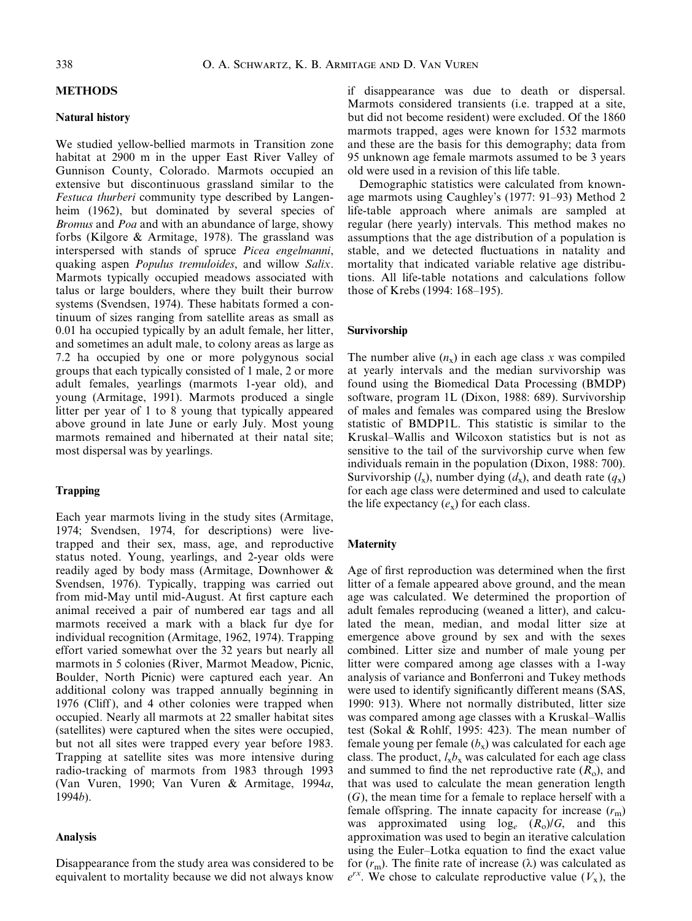## METHODS

### Natural history

We studied yellow-bellied marmots in Transition zone habitat at 2900 m in the upper East River Valley of Gunnison County, Colorado. Marmots occupied an extensive but discontinuous grassland similar to the *Festuca thurberi* community type described by Langenheim (1962), but dominated by several species of *Bromus* and *Poa* and with an abundance of large, showy forbs (Kilgore & Armitage, 1978). The grassland was interspersed with stands of spruce *Picea engelmanni*, quaking aspen *Populus tremuloides*, and willow *Salix*. Marmots typically occupied meadows associated with talus or large boulders, where they built their burrow systems (Svendsen, 1974). These habitats formed a continuum of sizes ranging from satellite areas as small as 0.01 ha occupied typically by an adult female, her litter, and sometimes an adult male, to colony areas as large as 7.2 ha occupied by one or more polygynous social groups that each typically consisted of 1 male, 2 or more adult females, yearlings (marmots 1-year old), and young (Armitage, 1991). Marmots produced a single litter per year of 1 to 8 young that typically appeared above ground in late June or early July. Most young marmots remained and hibernated at their natal site; most dispersal was by yearlings.

### Trapping

Each year marmots living in the study sites (Armitage, 1974; Svendsen, 1974, for descriptions) were live-trapped and their sex, mass, age, and reproductive status noted. Young, yearlings, and 2-year olds were readily aged by body mass (Armitage, Downhower & Svendsen, 1976). Typically, trapping was carried out from mid-May until mid-August. At first capture each animal received a pair of numbered ear tags and all marmots received a mark with a black fur dye for individual recognition (Armitage, 1962, 1974). Trapping effort varied somewhat over the 32 years but nearly all marmots in 5 colonies (River, Marmot Meadow, Picnic, Boulder, North Picnic) were captured each year. An additional colony was trapped annually beginning in 1976 (Cliff), and 4 other colonies were trapped when occupied. Nearly all marmots at 22 smaller habitat sites (satellites) were captured when the sites were occupied, but not all sites were trapped every year before 1983. Trapping at satellite sites was more intensive during radio-tracking of marmots from 1983 through 1993 (Van Vuren, 1990; Van Vuren & Armitage, 1994*a*, 1994*b*).

### Analysis

Disappearance from the study area was considered to be equivalent to mortality because we did not always know if disappearance was due to death or dispersal. Marmots considered transients (i.e. trapped at a site, but did not become resident) were excluded. Of the 1860 marmots trapped, ages were known for 1532 marmots and these are the basis for this demography; data from 95 unknown age female marmots assumed to be 3 years old were used in a revision of this life table.

Demographic statistics were calculated from known-age marmots using Caughley's (1977: 91–93) Method 2 life-table approach where animals are sampled at regular (here yearly) intervals. This method makes no assumptions that the age distribution of a population is stable, and we detected fluctuations in natality and mortality that indicated variable relative age distributions. All life-table notations and calculations follow those of Krebs (1994: 168–195).

### Survivorship

The number alive ($n_x$) in each age class $x$ was compiled at yearly intervals and the median survivorship was found using the Biomedical Data Processing (BMDP) software, program 1L (Dixon, 1988: 689). Survivorship of males and females was compared using the Breslow statistic of BMDP1L. This statistic is similar to the Kruskal–Wallis and Wilcoxon statistics but is not as sensitive to the tail of the survivorship curve when few individuals remain in the population (Dixon, 1988: 700). Survivorship ($l_x$), number dying ($d_x$), and death rate ($q_x$) for each age class were determined and used to calculate the life expectancy ($e_x$) for each class.

### Maternity

Age of first reproduction was determined when the first litter of a female appeared above ground, and the mean age was calculated. We determined the proportion of adult females reproducing (weaned a litter), and calculated the mean, median, and modal litter size at emergence above ground by sex and with the sexes combined. Litter size and number of male young per litter were compared among age classes with a 1-way analysis of variance and Bonferroni and Tukey methods were used to identify significantly different means (SAS, 1990: 913). Where not normally distributed, litter size was compared among age classes with a Kruskal–Wallis test (Sokal & Rohlf, 1995: 423). The mean number of female young per female ($b_x$) was calculated for each age class. The product, $l_x b_x$ was calculated for each age class and summed to find the net reproductive rate ($R_o$), and that was used to calculate the mean generation length ($G$), the mean time for a female to replace herself with a female offspring. The innate capacity for increase ($r_m$) was approximated using $\log_e (R_o)/G$, and this approximation was used to begin an iterative calculation using the Euler–Lotka equation to find the exact value for ($r_m$). The finite rate of increase ($\lambda$) was calculated as $e^{rx}$. We chose to calculate reproductive value ($V_x$), the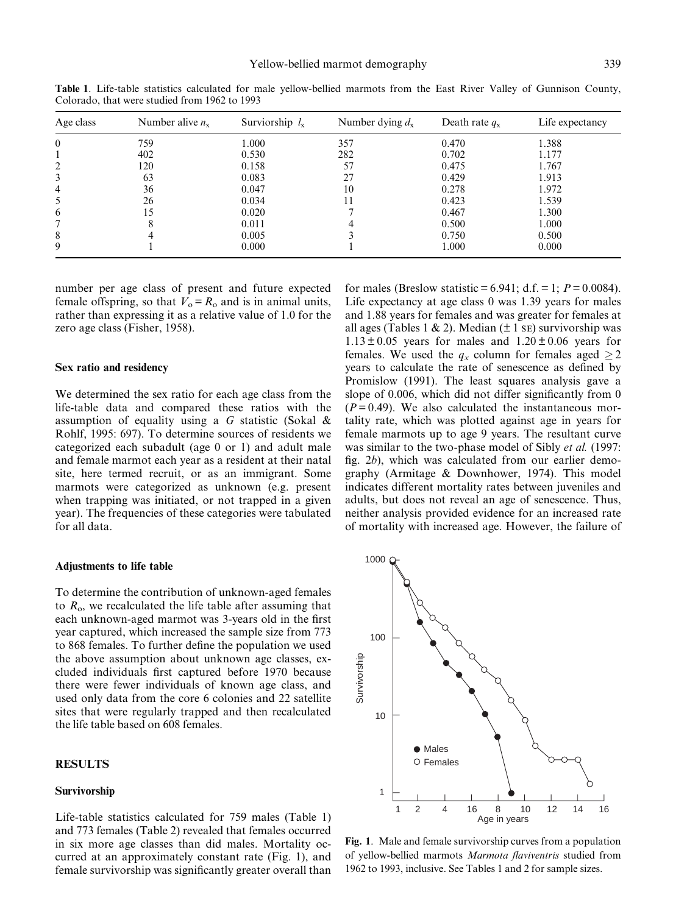**Table 1**. Life-table statistics calculated for male yellow-bellied marmots from the East River Valley of Gunnison County, Colorado, that were studied from 1962 to 1993

| Age class | Number alive $n_x$ | Surviorship $l_x$ | Number dying $d_x$ | Death rate $q_x$ | Life expectancy |
|---|---|---|---|---|---|
| 0 | 759 | 1.000 | 357 | 0.470 | 1.388 |
| 1 | 402 | 0.530 | 282 | 0.702 | 1.177 |
| 2 | 120 | 0.158 | 57 | 0.475 | 1.767 |
| 3 | 63 | 0.083 | 27 | 0.429 | 1.913 |
| 4 | 36 | 0.047 | 10 | 0.278 | 1.972 |
| 5 | 26 | 0.034 | 11 | 0.423 | 1.539 |
| 6 | 15 | 0.020 | 7 | 0.467 | 1.300 |
| 7 | 8 | 0.011 | 4 | 0.500 | 1.000 |
| 8 | 4 | 0.005 | 3 | 0.750 | 0.500 |
| 9 | 1 | 0.000 | 1 | 1.000 | 0.000 |

number per age class of present and future expected female offspring, so that $V_o = R_o$ and is in animal units, rather than expressing it as a relative value of 1.0 for the zero age class (Fisher, 1958).

### Sex ratio and residency

We determined the sex ratio for each age class from the life-table data and compared these ratios with the assumption of equality using a $G$ statistic (Sokal & Rohlf, 1995: 697). To determine sources of residents we categorized each subadult (age 0 or 1) and adult male and female marmot each year as a resident at their natal site, here termed recruit, or as an immigrant. Some marmots were categorized as unknown (e.g. present when trapping was initiated, or not trapped in a given year). The frequencies of these categories were tabulated for all data.

### Adjustments to life table

To determine the contribution of unknown-aged females to $R_o$, we recalculated the life table after assuming that each unknown-aged marmot was 3-years old in the first year captured, which increased the sample size from 773 to 868 females. To further define the population we used the above assumption about unknown age classes, excluded individuals first captured before 1970 because there were fewer individuals of known age class, and used only data from the core 6 colonies and 22 satellite sites that were regularly trapped and then recalculated the life table based on 608 females.

## RESULTS

### Survivorship

Life-table statistics calculated for 759 males (Table 1) and 773 females (Table 2) revealed that females occurred in six more age classes than did males. Mortality occurred at an approximately constant rate (Fig. 1), and female survivorship was significantly greater overall than for males (Breslow statistic = 6.941; d.f. = 1; $P = 0.0084$). Life expectancy at age class 0 was 1.39 years for males and 1.88 years for females and was greater for females at all ages (Tables 1 & 2). Median ($\pm$ 1 SE) survivorship was $1.13 \pm 0.05$ years for males and $1.20 \pm 0.06$ years for females. We used the $q_x$ column for females aged $\geq 2$ years to calculate the rate of senescence as defined by Promislow (1991). The least squares analysis gave a slope of 0.006, which did not differ significantly from 0 ($P = 0.49$). We also calculated the instantaneous mortality rate, which was plotted against age in years for female marmots up to age 9 years. The resultant curve was similar to the two-phase model of Sibly *et al.* (1997: fig. 2*b*), which was calculated from our earlier demography (Armitage & Downhower, 1974). This model indicates different mortality rates between juveniles and adults, but does not reveal an age of senescence. Thus, neither analysis provided evidence for an increased rate of mortality with increased age. However, the failure of

**Fig. 1**. Male and female survivorship curves from a population of yellow-bellied marmots *Marmota flaviventris* studied from 1962 to 1993, inclusive. See Tables 1 and 2 for sample sizes.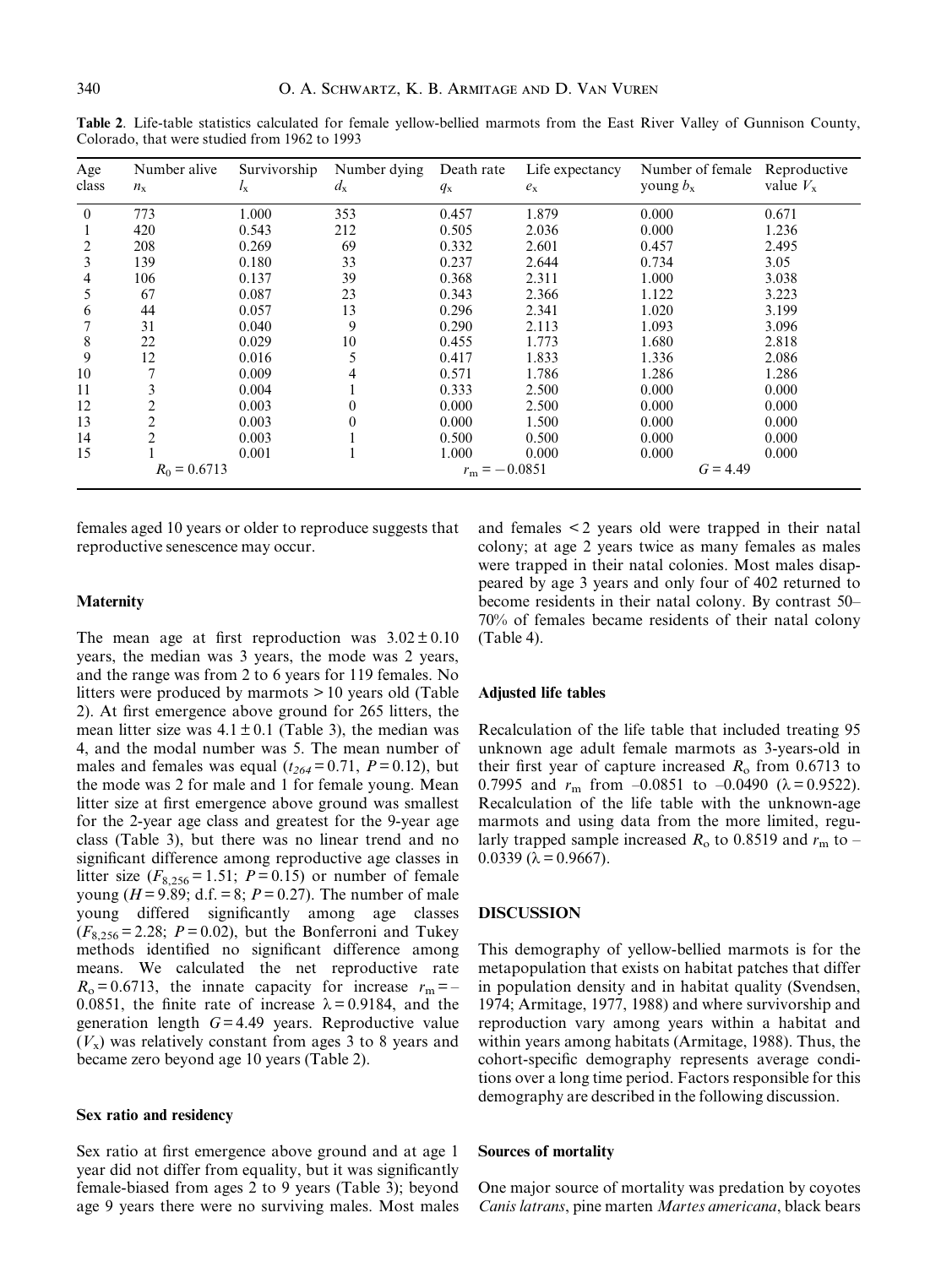**Table 2**. Life-table statistics calculated for female yellow-bellied marmots from the East River Valley of Gunnison County, Colorado, that were studied from 1962 to 1993

| Age class | Number alive $n_x$ | Survivorship $l_x$ | Number dying $d_x$ | Death rate $q_x$ | Life expectancy $e_x$ | Number of female young $b_x$ | Reproductive value $V_x$ |
|---|---|---|---|---|---|---|---|
| 0 | 773 | 1.000 | 353 | 0.457 | 1.879 | 0.000 | 0.671 |
| 1 | 420 | 0.543 | 212 | 0.505 | 2.036 | 0.000 | 1.236 |
| 2 | 208 | 0.269 | 69 | 0.332 | 2.601 | 0.457 | 2.495 |
| 3 | 139 | 0.180 | 33 | 0.237 | 2.644 | 0.734 | 3.05 |
| 4 | 106 | 0.137 | 39 | 0.368 | 2.311 | 1.000 | 3.038 |
| 5 | 67 | 0.087 | 23 | 0.343 | 2.366 | 1.122 | 3.223 |
| 6 | 44 | 0.057 | 13 | 0.296 | 2.341 | 1.020 | 3.199 |
| 7 | 31 | 0.040 | 9 | 0.290 | 2.113 | 1.093 | 3.096 |
| 8 | 22 | 0.029 | 10 | 0.455 | 1.773 | 1.680 | 2.818 |
| 9 | 12 | 0.016 | 5 | 0.417 | 1.833 | 1.336 | 2.086 |
| 10 | 7 | 0.009 | 4 | 0.571 | 1.786 | 1.286 | 1.286 |
| 11 | 3 | 0.004 | 1 | 0.333 | 2.500 | 0.000 | 0.000 |
| 12 | 2 | 0.003 | 0 | 0.000 | 2.500 | 0.000 | 0.000 |
| 13 | 2 | 0.003 | 0 | 0.000 | 1.500 | 0.000 | 0.000 |
| 14 | 2 | 0.003 | 1 | 0.500 | 0.500 | 0.000 | 0.000 |
| 15 | 1 | 0.001 | 1 | 1.000 | 0.000 | 0.000 | 0.000 |
| | $R_0 = 0.6713$ | | | $r_m = -0.0851$ | | $G = 4.49$ | |

females aged 10 years or older to reproduce suggests that reproductive senescence may occur.

### Maternity

The mean age at first reproduction was $3.02 \pm 0.10$ years, the median was 3 years, the mode was 2 years, and the range was from 2 to 6 years for 119 females. No litters were produced by marmots > 10 years old (Table 2). At first emergence above ground for 265 litters, the mean litter size was $4.1 \pm 0.1$ (Table 3), the median was 4, and the modal number was 5. The mean number of males and females was equal ($t_{264} = 0.71$, $P = 0.12$), but the mode was 2 for male and 1 for female young. Mean litter size at first emergence above ground was smallest for the 2-year age class and greatest for the 9-year age class (Table 3), but there was no linear trend and no significant difference among reproductive age classes in litter size ($F_{8,256} = 1.51$; $P = 0.15$) or number of female young ($H = 9.89$; d.f. = 8; $P = 0.27$). The number of male young differed significantly among age classes ($F_{8,256} = 2.28$; $P = 0.02$), but the Bonferroni and Tukey methods identified no significant difference among means. We calculated the net reproductive rate $R_o = 0.6713$, the innate capacity for increase $r_m = -0.0851$, the finite rate of increase $\lambda = 0.9184$, and the generation length $G = 4.49$ years. Reproductive value ($V_x$) was relatively constant from ages 3 to 8 years and became zero beyond age 10 years (Table 2).

### Sex ratio and residency

Sex ratio at first emergence above ground and at age 1 year did not differ from equality, but it was significantly female-biased from ages 2 to 9 years (Table 3); beyond age 9 years there were no surviving males. Most males and females < 2 years old were trapped in their natal colony; at age 2 years twice as many females as males were trapped in their natal colonies. Most males disappeared by age 3 years and only four of 402 returned to become residents in their natal colony. By contrast 50–70% of females became residents of their natal colony (Table 4).

### Adjusted life tables

Recalculation of the life table that included treating 95 unknown age adult female marmots as 3-years-old in their first year of capture increased $R_o$ from 0.6713 to 0.7995 and $r_m$ from –0.0851 to –0.0490 ($\lambda = 0.9522$). Recalculation of the life table with the unknown-age marmots and using data from the more limited, regularly trapped sample increased $R_o$ to 0.8519 and $r_m$ to –0.0339 ($\lambda = 0.9667$).

## DISCUSSION

This demography of yellow-bellied marmots is for the metapopulation that exists on habitat patches that differ in population density and in habitat quality (Svendsen, 1974; Armitage, 1977, 1988) and where survivorship and reproduction vary among years within a habitat and within years among habitats (Armitage, 1988). Thus, the cohort-specific demography represents average conditions over a long time period. Factors responsible for this demography are described in the following discussion.

### Sources of mortality

One major source of mortality was predation by coyotes *Canis latrans*, pine marten *Martes americana*, black bears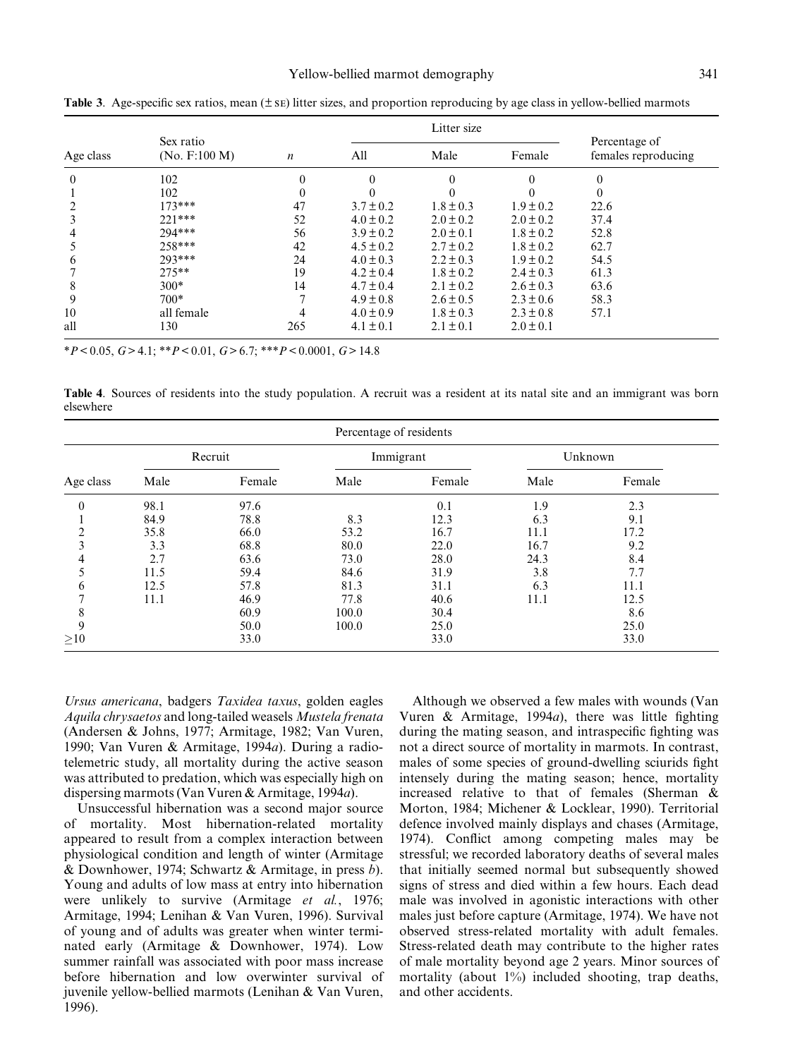**Table 3**. Age-specific sex ratios, mean (± SE) litter sizes, and proportion reproducing by age class in yellow-bellied marmots

| Age class | Sex ratio (No. F:100 M) | $n$ | Litter size | | | Percentage of females reproducing |
|---|---|---|---|---|---|---|
| | | | All | Male | Female | |
| 0 | 102 | 0 | 0 | 0 | 0 | 0 |
| 1 | 102 | 0 | 0 | 0 | 0 | 0 |
| 2 | 173*** | 47 | 3.7 ± 0.2 | 1.8 ± 0.3 | 1.9 ± 0.2 | 22.6 |
| 3 | 221*** | 52 | 4.0 ± 0.2 | 2.0 ± 0.2 | 2.0 ± 0.2 | 37.4 |
| 4 | 294*** | 56 | 3.9 ± 0.2 | 2.0 ± 0.1 | 1.8 ± 0.2 | 52.8 |
| 5 | 258*** | 42 | 4.5 ± 0.2 | 2.7 ± 0.2 | 1.8 ± 0.2 | 62.7 |
| 6 | 293*** | 24 | 4.0 ± 0.3 | 2.2 ± 0.3 | 1.9 ± 0.2 | 54.5 |
| 7 | 275** | 19 | 4.2 ± 0.4 | 1.8 ± 0.2 | 2.4 ± 0.3 | 61.3 |
| 8 | 300* | 14 | 4.7 ± 0.4 | 2.1 ± 0.2 | 2.6 ± 0.3 | 63.6 |
| 9 | 700* | 7 | 4.9 ± 0.8 | 2.6 ± 0.5 | 2.3 ± 0.6 | 58.3 |
| 10 | all female | 4 | 4.0 ± 0.9 | 1.8 ± 0.3 | 2.3 ± 0.8 | 57.1 |
| all | 130 | 265 | 4.1 ± 0.1 | 2.1 ± 0.1 | 2.0 ± 0.1 | |

*$P < 0.05$, $G > 4.1$; **$P < 0.01$, $G > 6.7$; ***$P < 0.0001$, $G > 14.8$

**Table 4**. Sources of residents into the study population. A recruit was a resident at its natal site and an immigrant was born elsewhere

| Age class | Percentage of residents | | | | | |
|---|---|---|---|---|---|---|
| | Recruit | | Immigrant | | Unknown | |
| | Male | Female | Male | Female | Male | Female |
| 0 | 98.1 | 97.6 | | 0.1 | 1.9 | 2.3 |
| 1 | 84.9 | 78.8 | 8.3 | 12.3 | 6.3 | 9.1 |
| 2 | 35.8 | 66.0 | 53.2 | 16.7 | 11.1 | 17.2 |
| 3 | 3.3 | 68.8 | 80.0 | 22.0 | 16.7 | 9.2 |
| 4 | 2.7 | 63.6 | 73.0 | 28.0 | 24.3 | 8.4 |
| 5 | 11.5 | 59.4 | 84.6 | 31.9 | 3.8 | 7.7 |
| 6 | 12.5 | 57.8 | 81.3 | 31.1 | 6.3 | 11.1 |
| 7 | 11.1 | 46.9 | 77.8 | 40.6 | 11.1 | 12.5 |
| 8 | | 60.9 | 100.0 | 30.4 | | 8.6 |
| 9 | | 50.0 | 100.0 | 25.0 | | 25.0 |
| ≥10 | | 33.0 | | 33.0 | | 33.0 |

*Ursus americana*, badgers *Taxidea taxus*, golden eagles *Aquila chrysaetos* and long-tailed weasels *Mustela frenata* (Andersen & Johns, 1977; Armitage, 1982; Van Vuren, 1990; Van Vuren & Armitage, 1994*a*). During a radio-telemetric study, all mortality during the active season was attributed to predation, which was especially high on dispersing marmots (Van Vuren & Armitage, 1994*a*).

Unsuccessful hibernation was a second major source of mortality. Most hibernation-related mortality appeared to result from a complex interaction between physiological condition and length of winter (Armitage & Downhower, 1974; Schwartz & Armitage, in press *b*). Young and adults of low mass at entry into hibernation were unlikely to survive (Armitage *et al.*, 1976; Armitage, 1994; Lenihan & Van Vuren, 1996). Survival of young and of adults was greater when winter terminated early (Armitage & Downhower, 1974). Low summer rainfall was associated with poor mass increase before hibernation and low overwinter survival of juvenile yellow-bellied marmots (Lenihan & Van Vuren, 1996).

Although we observed a few males with wounds (Van Vuren & Armitage, 1994*a*), there was little fighting during the mating season, and intraspecific fighting was not a direct source of mortality in marmots. In contrast, males of some species of ground-dwelling sciurids fight intensely during the mating season; hence, mortality increased relative to that of females (Sherman & Morton, 1984; Michener & Locklear, 1990). Territorial defence involved mainly displays and chases (Armitage, 1974). Conflict among competing males may be stressful; we recorded laboratory deaths of several males that initially seemed normal but subsequently showed signs of stress and died within a few hours. Each dead male was involved in agonistic interactions with other males just before capture (Armitage, 1974). We have not observed stress-related mortality with adult females. Stress-related death may contribute to the higher rates of male mortality beyond age 2 years. Minor sources of mortality (about 1%) included shooting, trap deaths, and other accidents.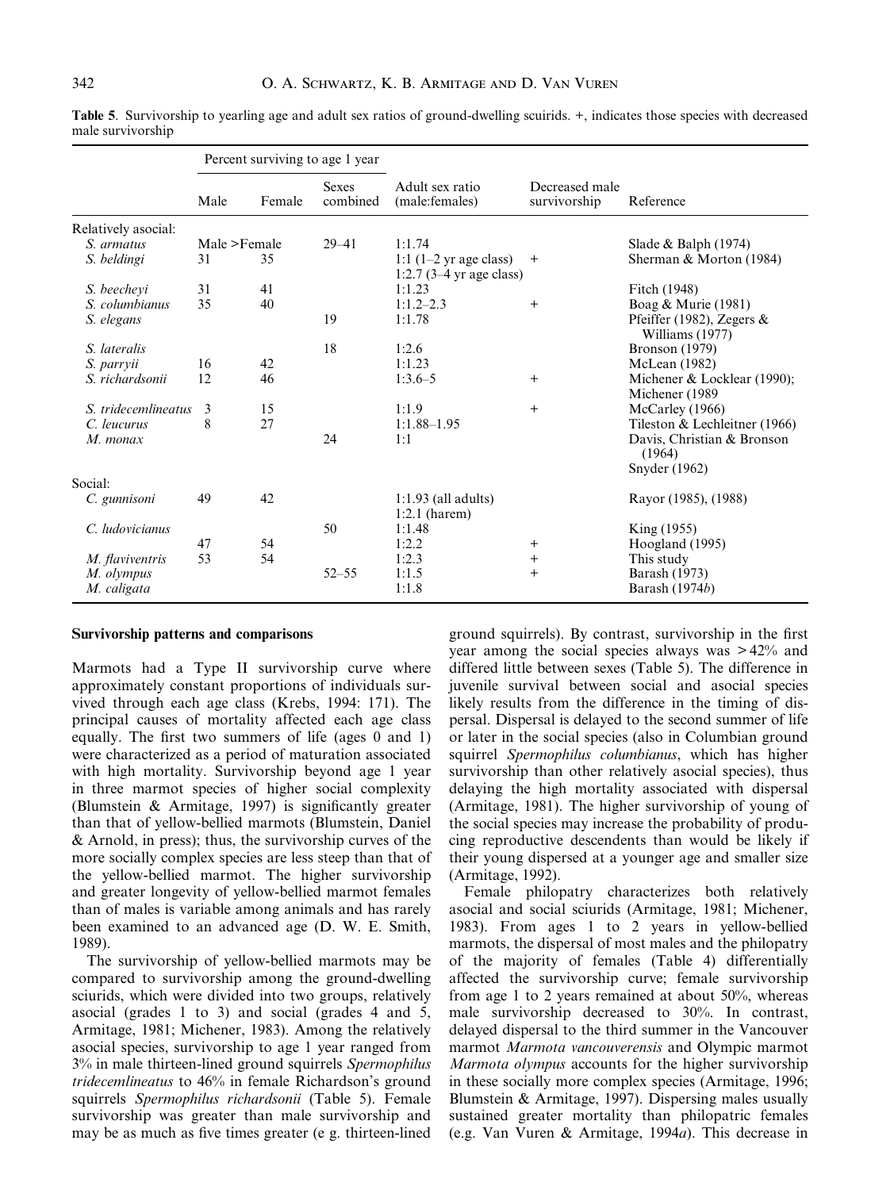**Table 5**. Survivorship to yearling age and adult sex ratios of ground-dwelling sciurids. +, indicates those species with decreased male survivorship

| | Percent surviving to age 1 year | | | | | |
|---|---|---|---|---|---|---|
| | Male | Female | Sexes combined | Adult sex ratio (male:females) | Decreased male survivorship | Reference |
| Relatively asocial: | | | | | | |
| *S. armatus* | Male >Female | | 29–41 | 1:1.74 | | Slade & Balph (1974) |
| *S. beldingi* | 31 | 35 | | 1:1 (1–2 yr age class) 1:2.7 (3–4 yr age class) | + | Sherman & Morton (1984) |
| *S. beecheyi* | 31 | 41 | | 1:1.23 | | Fitch (1948) |
| *S. columbianus* | 35 | 40 | | 1:1.2–2.3 | + | Boag & Murie (1981) |
| *S. elegans* | | | 19 | 1:1.78 | | Pfeiffer (1982), Zegers & Williams (1977) |
| *S. lateralis* | | | 18 | 1:2.6 | | Bronson (1979) |
| *S. parryii* | 16 | 42 | | 1:1.23 | | McLean (1982) |
| *S. richardsonii* | 12 | 46 | | 1:3.6–5 | + | Michener & Locklear (1990); Michener (1989 |
| *S. tridecemlineatus* | 3 | 15 | | 1:1.9 | + | McCarley (1966) |
| *C. leucurus* | 8 | 27 | | 1:1.88–1.95 | | Tileston & Lechleitner (1966) |
| *M. monax* | | | 24 | 1:1 | | Davis, Christian & Bronson (1964) Snyder (1962) |
| Social: | | | | | | |
| *C. gunnisoni* | 49 | 42 | | 1:1.93 (all adults) 1:2.1 (harem) | | Rayor (1985), (1988) |
| *C. ludovicianus* | | | 50 | 1:1.48 | | King (1955) |
| | 47 | 54 | | 1:2.2 | + | Hoogland (1995) |
| *M. flaviventris* | 53 | 54 | | 1:2.3 | + | This study |
| *M. olympus* | | | 52–55 | 1:1.5 | + | Barash (1973) |
| *M. caligata* | | | | 1:1.8 | | Barash (1974*b*) |

### Survivorship patterns and comparisons

Marmots had a Type II survivorship curve where approximately constant proportions of individuals survived through each age class (Krebs, 1994: 171). The principal causes of mortality affected each age class equally. The first two summers of life (ages 0 and 1) were characterized as a period of maturation associated with high mortality. Survivorship beyond age 1 year in three marmot species of higher social complexity (Blumstein & Armitage, 1997) is significantly greater than that of yellow-bellied marmots (Blumstein, Daniel & Arnold, in press); thus, the survivorship curves of the more socially complex species are less steep than that of the yellow-bellied marmot. The higher survivorship and greater longevity of yellow-bellied marmot females than of males is variable among animals and has rarely been examined to an advanced age (D. W. E. Smith, 1989).

The survivorship of yellow-bellied marmots may be compared to survivorship among the ground-dwelling sciurids, which were divided into two groups, relatively asocial (grades 1 to 3) and social (grades 4 and 5, Armitage, 1981; Michener, 1983). Among the relatively asocial species, survivorship to age 1 year ranged from 3% in male thirteen-lined ground squirrels *Spermophilus tridecemlineatus* to 46% in female Richardson's ground squirrels *Spermophilus richardsonii* (Table 5). Female survivorship was greater than male survivorship and may be as much as five times greater (e g. thirteen-lined ground squirrels). By contrast, survivorship in the first year among the social species always was >42% and differed little between sexes (Table 5). The difference in juvenile survival between social and asocial species likely results from the difference in the timing of dispersal. Dispersal is delayed to the second summer of life or later in the social species (also in Columbian ground squirrel *Spermophilus columbianus*, which has higher survivorship than other relatively asocial species), thus delaying the high mortality associated with dispersal (Armitage, 1981). The higher survivorship of young of the social species may increase the probability of producing reproductive descendents than would be likely if their young dispersed at a younger age and smaller size (Armitage, 1992).

Female philopatry characterizes both relatively asocial and social sciurids (Armitage, 1981; Michener, 1983). From ages 1 to 2 years in yellow-bellied marmots, the dispersal of most males and the philopatry of the majority of females (Table 4) differentially affected the survivorship curve; female survivorship from age 1 to 2 years remained at about 50%, whereas male survivorship decreased to 30%. In contrast, delayed dispersal to the third summer in the Vancouver marmot *Marmota vancouverensis* and Olympic marmot *Marmota olympus* accounts for the higher survivorship in these socially more complex species (Armitage, 1996; Blumstein & Armitage, 1997). Dispersing males usually sustained greater mortality than philopatric females (e.g. Van Vuren & Armitage, 1994*a*). This decrease in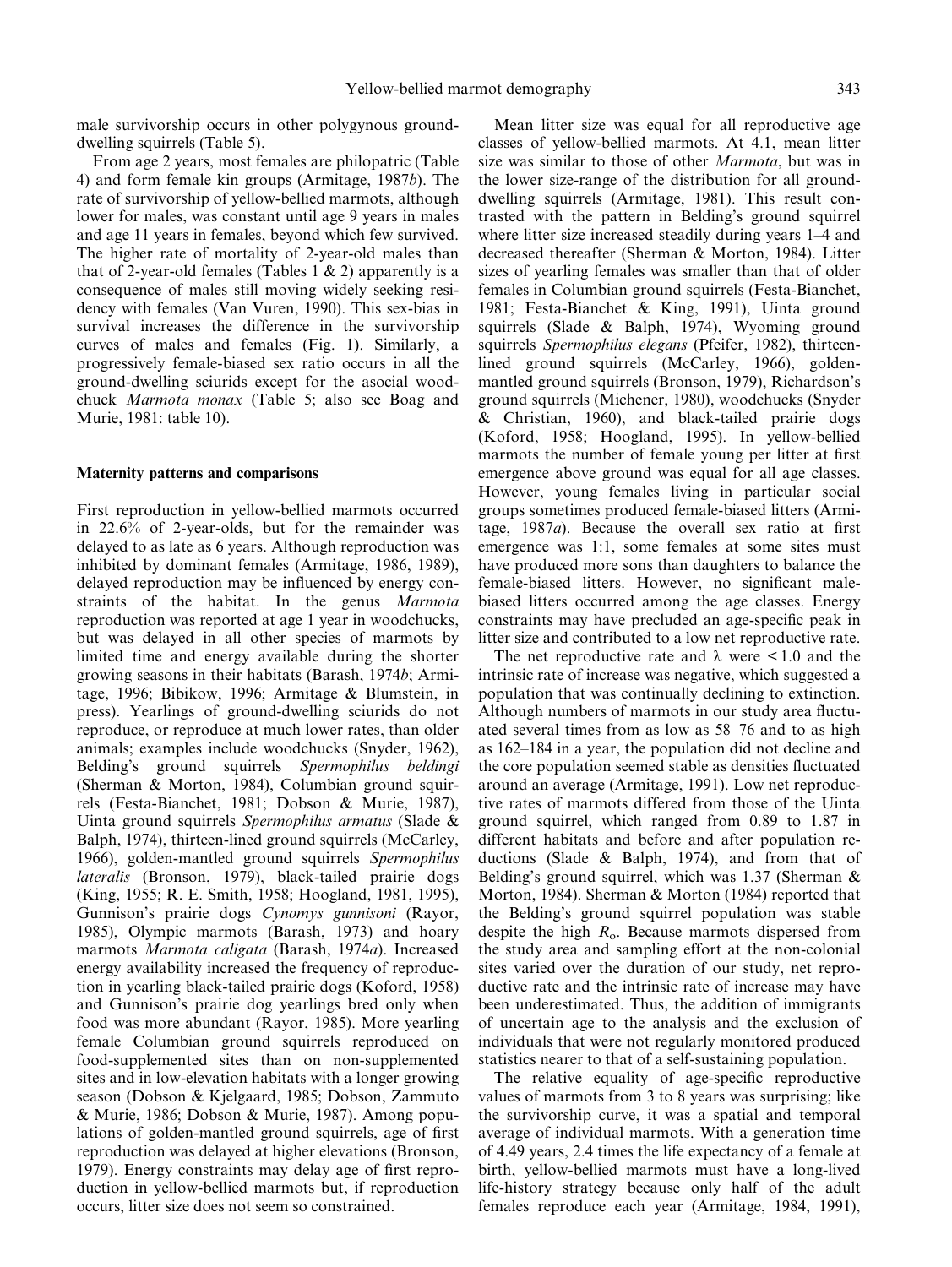male survivorship occurs in other polygynous ground-dwelling squirrels (Table 5).

From age 2 years, most females are philopatric (Table 4) and form female kin groups (Armitage, 1987*b*). The rate of survivorship of yellow-bellied marmots, although lower for males, was constant until age 9 years in males and age 11 years in females, beyond which few survived. The higher rate of mortality of 2-year-old males than that of 2-year-old females (Tables 1 & 2) apparently is a consequence of males still moving widely seeking residency with females (Van Vuren, 1990). This sex-bias in survival increases the difference in the survivorship curves of males and females (Fig. 1). Similarly, a progressively female-biased sex ratio occurs in all the ground-dwelling sciurids except for the asocial woodchuck *Marmota monax* (Table 5; also see Boag and Murie, 1981: table 10).

### Maternity patterns and comparisons

First reproduction in yellow-bellied marmots occurred in 22.6% of 2-year-olds, but for the remainder was delayed to as late as 6 years. Although reproduction was inhibited by dominant females (Armitage, 1986, 1989), delayed reproduction may be influenced by energy constraints of the habitat. In the genus *Marmota* reproduction was reported at age 1 year in woodchucks, but was delayed in all other species of marmots by limited time and energy available during the shorter growing seasons in their habitats (Barash, 1974*b*; Armitage, 1996; Bibikow, 1996; Armitage & Blumstein, in press). Yearlings of ground-dwelling sciurids do not reproduce, or reproduce at much lower rates, than older animals; examples include woodchucks (Snyder, 1962), Belding's ground squirrels *Spermophilus beldingi* (Sherman & Morton, 1984), Columbian ground squirrels (Festa-Bianchet, 1981; Dobson & Murie, 1987), Uinta ground squirrels *Spermophilus armatus* (Slade & Balph, 1974), thirteen-lined ground squirrels (McCarley, 1966), golden-mantled ground squirrels *Spermophilus lateralis* (Bronson, 1979), black-tailed prairie dogs (King, 1955; R. E. Smith, 1958; Hoogland, 1981, 1995), Gunnison's prairie dogs *Cynomys gunnisoni* (Rayor, 1985), Olympic marmots (Barash, 1973) and hoary marmots *Marmota caligata* (Barash, 1974*a*). Increased energy availability increased the frequency of reproduction in yearling black-tailed prairie dogs (Koford, 1958) and Gunnison's prairie dog yearlings bred only when food was more abundant (Rayor, 1985). More yearling female Columbian ground squirrels reproduced on food-supplemented sites than on non-supplemented sites and in low-elevation habitats with a longer growing season (Dobson & Kjelgaard, 1985; Dobson, Zammuto & Murie, 1986; Dobson & Murie, 1987). Among populations of golden-mantled ground squirrels, age of first reproduction was delayed at higher elevations (Bronson, 1979). Energy constraints may delay age of first reproduction in yellow-bellied marmots but, if reproduction occurs, litter size does not seem so constrained.

Mean litter size was equal for all reproductive age classes of yellow-bellied marmots. At 4.1, mean litter size was similar to those of other *Marmota*, but was in the lower size-range of the distribution for all ground-dwelling squirrels (Armitage, 1981). This result contrasted with the pattern in Belding's ground squirrel where litter size increased steadily during years 1–4 and decreased thereafter (Sherman & Morton, 1984). Litter sizes of yearling females was smaller than that of older females in Columbian ground squirrels (Festa-Bianchet, 1981; Festa-Bianchet & King, 1991), Uinta ground squirrels (Slade & Balph, 1974), Wyoming ground squirrels *Spermophilus elegans* (Pfeifer, 1982), thirteen-lined ground squirrels (McCarley, 1966), golden-mantled ground squirrels (Bronson, 1979), Richardson's ground squirrels (Michener, 1980), woodchucks (Snyder & Christian, 1960), and black-tailed prairie dogs (Koford, 1958; Hoogland, 1995). In yellow-bellied marmots the number of female young per litter at first emergence above ground was equal for all age classes. However, young females living in particular social groups sometimes produced female-biased litters (Armitage, 1987*a*). Because the overall sex ratio at first emergence was 1:1, some females at some sites must have produced more sons than daughters to balance the female-biased litters. However, no significant male-biased litters occurred among the age classes. Energy constraints may have precluded an age-specific peak in litter size and contributed to a low net reproductive rate.

The net reproductive rate and $\lambda$ were $< 1.0$ and the intrinsic rate of increase was negative, which suggested a population that was continually declining to extinction. Although numbers of marmots in our study area fluctuated several times from as low as 58–76 and to as high as 162–184 in a year, the population did not decline and the core population seemed stable as densities fluctuated around an average (Armitage, 1991). Low net reproductive rates of marmots differed from those of the Uinta ground squirrel, which ranged from 0.89 to 1.87 in different habitats and before and after population reductions (Slade & Balph, 1974), and from that of Belding's ground squirrel, which was 1.37 (Sherman & Morton, 1984). Sherman & Morton (1984) reported that the Belding's ground squirrel population was stable despite the high $R_o$. Because marmots dispersed from the study area and sampling effort at the non-colonial sites varied over the duration of our study, net reproductive rate and the intrinsic rate of increase may have been underestimated. Thus, the addition of immigrants of uncertain age to the analysis and the exclusion of individuals that were not regularly monitored produced statistics nearer to that of a self-sustaining population.

The relative equality of age-specific reproductive values of marmots from 3 to 8 years was surprising; like the survivorship curve, it was a spatial and temporal average of individual marmots. With a generation time of 4.49 years, 2.4 times the life expectancy of a female at birth, yellow-bellied marmots must have a long-lived life-history strategy because only half of the adult females reproduce each year (Armitage, 1984, 1991),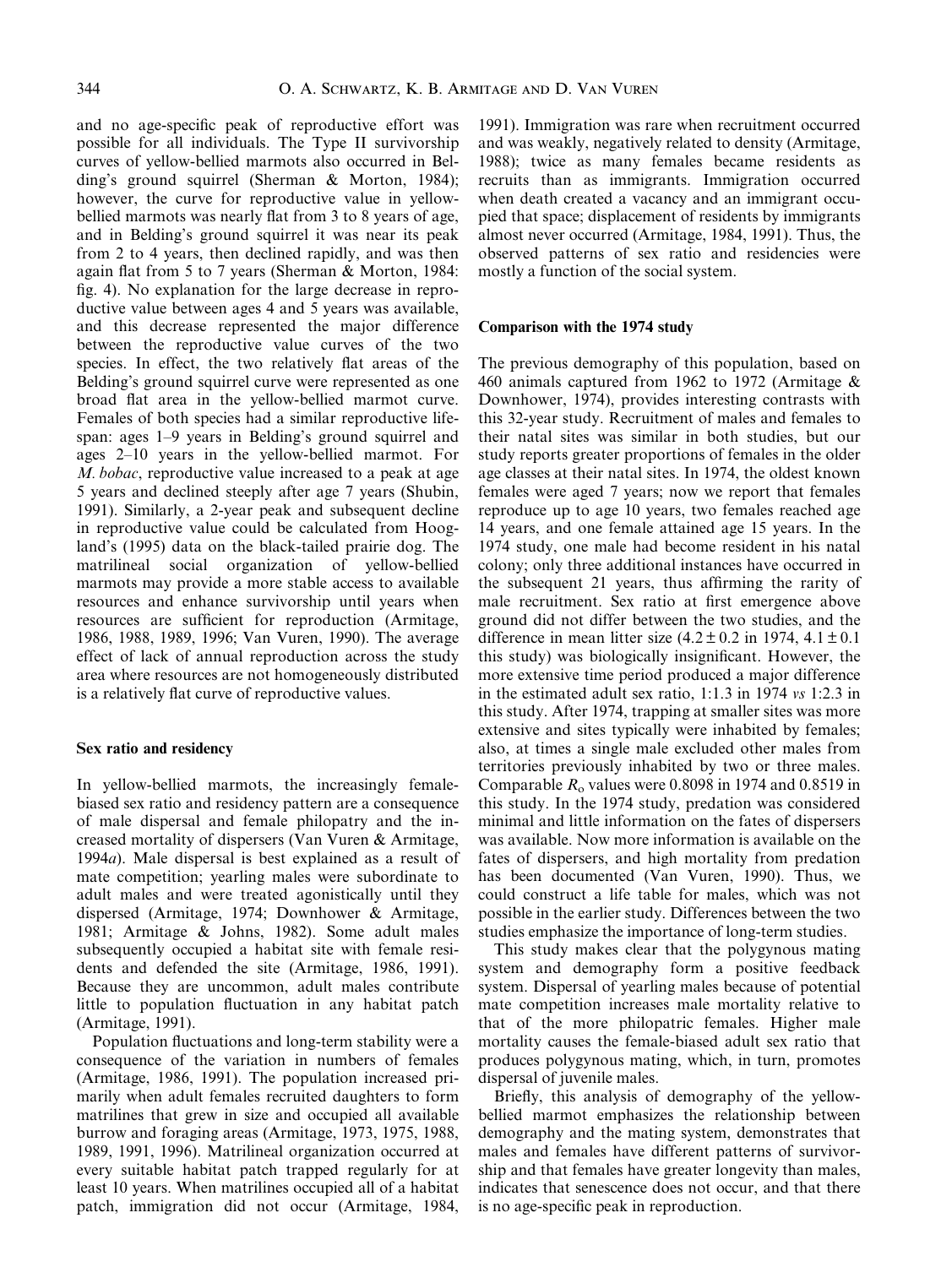and no age-specific peak of reproductive effort was possible for all individuals. The Type II survivorship curves of yellow-bellied marmots also occurred in Belding's ground squirrel (Sherman & Morton, 1984); however, the curve for reproductive value in yellow-bellied marmots was nearly flat from 3 to 8 years of age, and in Belding's ground squirrel it was near its peak from 2 to 4 years, then declined rapidly, and was then again flat from 5 to 7 years (Sherman & Morton, 1984: fig. 4). No explanation for the large decrease in reproductive value between ages 4 and 5 years was available, and this decrease represented the major difference between the reproductive value curves of the two species. In effect, the two relatively flat areas of the Belding's ground squirrel curve were represented as one broad flat area in the yellow-bellied marmot curve. Females of both species had a similar reproductive lifespan: ages 1–9 years in Belding's ground squirrel and ages 2–10 years in the yellow-bellied marmot. For *M. bobac*, reproductive value increased to a peak at age 5 years and declined steeply after age 7 years (Shubin, 1991). Similarly, a 2-year peak and subsequent decline in reproductive value could be calculated from Hoogland's (1995) data on the black-tailed prairie dog. The matrilineal social organization of yellow-bellied marmots may provide a more stable access to available resources and enhance survivorship until years when resources are sufficient for reproduction (Armitage, 1986, 1988, 1989, 1996; Van Vuren, 1990). The average effect of lack of annual reproduction across the study area where resources are not homogeneously distributed is a relatively flat curve of reproductive values.

### Sex ratio and residency

In yellow-bellied marmots, the increasingly female-biased sex ratio and residency pattern are a consequence of male dispersal and female philopatry and the increased mortality of dispersers (Van Vuren & Armitage, 1994*a*). Male dispersal is best explained as a result of mate competition; yearling males were subordinate to adult males and were treated agonistically until they dispersed (Armitage, 1974; Downhower & Armitage, 1981; Armitage & Johns, 1982). Some adult males subsequently occupied a habitat site with female residents and defended the site (Armitage, 1986, 1991). Because they are uncommon, adult males contribute little to population fluctuation in any habitat patch (Armitage, 1991).

Population fluctuations and long-term stability were a consequence of the variation in numbers of females (Armitage, 1986, 1991). The population increased primarily when adult females recruited daughters to form matrilines that grew in size and occupied all available burrow and foraging areas (Armitage, 1973, 1975, 1988, 1989, 1991, 1996). Matrilineal organization occurred at every suitable habitat patch trapped regularly for at least 10 years. When matrilines occupied all of a habitat patch, immigration did not occur (Armitage, 1984, 1991). Immigration was rare when recruitment occurred and was weakly, negatively related to density (Armitage, 1988); twice as many females became residents as recruits than as immigrants. Immigration occurred when death created a vacancy and an immigrant occupied that space; displacement of residents by immigrants almost never occurred (Armitage, 1984, 1991). Thus, the observed patterns of sex ratio and residencies were mostly a function of the social system.

### Comparison with the 1974 study

The previous demography of this population, based on 460 animals captured from 1962 to 1972 (Armitage & Downhower, 1974), provides interesting contrasts with this 32-year study. Recruitment of males and females to their natal sites was similar in both studies, but our study reports greater proportions of females in the older age classes at their natal sites. In 1974, the oldest known females were aged 7 years; now we report that females reproduce up to age 10 years, two females reached age 14 years, and one female attained age 15 years. In the 1974 study, one male had become resident in his natal colony; only three additional instances have occurred in the subsequent 21 years, thus affirming the rarity of male recruitment. Sex ratio at first emergence above ground did not differ between the two studies, and the difference in mean litter size ($4.2 \pm 0.2$ in 1974, $4.1 \pm 0.1$ this study) was biologically insignificant. However, the more extensive time period produced a major difference in the estimated adult sex ratio, 1:1.3 in 1974 *vs* 1:2.3 in this study. After 1974, trapping at smaller sites was more extensive and sites typically were inhabited by females; also, at times a single male excluded other males from territories previously inhabited by two or three males. Comparable $R_o$ values were 0.8098 in 1974 and 0.8519 in this study. In the 1974 study, predation was considered minimal and little information on the fates of dispersers was available. Now more information is available on the fates of dispersers, and high mortality from predation has been documented (Van Vuren, 1990). Thus, we could construct a life table for males, which was not possible in the earlier study. Differences between the two studies emphasize the importance of long-term studies.

This study makes clear that the polygynous mating system and demography form a positive feedback system. Dispersal of yearling males because of potential mate competition increases male mortality relative to that of the more philopatric females. Higher male mortality causes the female-biased adult sex ratio that produces polygynous mating, which, in turn, promotes dispersal of juvenile males.

Briefly, this analysis of demography of the yellow-bellied marmot emphasizes the relationship between demography and the mating system, demonstrates that males and females have different patterns of survivorship and that females have greater longevity than males, indicates that senescence does not occur, and that there is no age-specific peak in reproduction.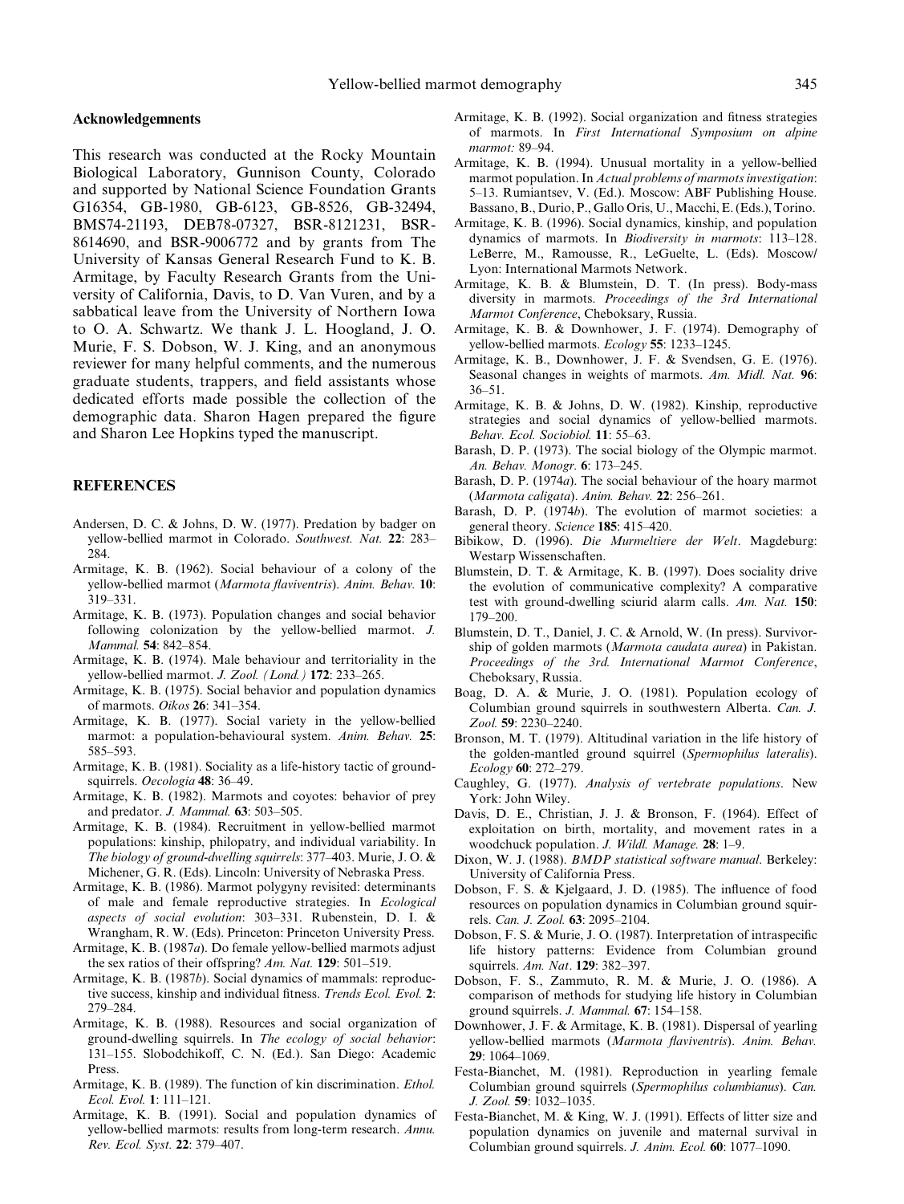## Acknowledgemnents

This research was conducted at the Rocky Mountain Biological Laboratory, Gunnison County, Colorado and supported by National Science Foundation Grants G16354, GB-1980, GB-6123, GB-8526, GB-32494, BMS74-21193, DEB78-07327, BSR-8121231, BSR-8614690, and BSR-9006772 and by grants from The University of Kansas General Research Fund to K. B. Armitage, by Faculty Research Grants from the University of California, Davis, to D. Van Vuren, and by a sabbatical leave from the University of Northern Iowa to O. A. Schwartz. We thank J. L. Hoogland, J. O. Murie, F. S. Dobson, W. J. King, and an anonymous reviewer for many helpful comments, and the numerous graduate students, trappers, and field assistants whose dedicated efforts made possible the collection of the demographic data. Sharon Hagen prepared the figure and Sharon Lee Hopkins typed the manuscript.

## REFERENCES

Andersen, D. C. & Johns, D. W. (1977). Predation by badger on yellow-bellied marmot in Colorado. *Southwest. Nat.* **22**: 283–284.

Armitage, K. B. (1962). Social behaviour of a colony of the yellow-bellied marmot (*Marmota flaviventris*). *Anim. Behav.* **10**: 319–331.

Armitage, K. B. (1973). Population changes and social behavior following colonization by the yellow-bellied marmot. *J. Mammal.* **54**: 842–854.

Armitage, K. B. (1974). Male behaviour and territoriality in the yellow-bellied marmot. *J. Zool. (Lond.)* **172**: 233–265.

Armitage, K. B. (1975). Social behavior and population dynamics of marmots. *Oikos* **26**: 341–354.

Armitage, K. B. (1977). Social variety in the yellow-bellied marmot: a population-behavioural system. *Anim. Behav.* **25**: 585–593.

Armitage, K. B. (1981). Sociality as a life-history tactic of ground-squirrels. *Oecologia* **48**: 36–49.

Armitage, K. B. (1982). Marmots and coyotes: behavior of prey and predator. *J. Mammal.* **63**: 503–505.

Armitage, K. B. (1984). Recruitment in yellow-bellied marmot populations: kinship, philopatry, and individual variability. In *The biology of ground-dwelling squirrels*: 377–403. Murie, J. O. & Michener, G. R. (Eds). Lincoln: University of Nebraska Press.

Armitage, K. B. (1986). Marmot polygyny revisited: determinants of male and female reproductive strategies. In *Ecological aspects of social evolution*: 303–331. Rubenstein, D. I. & Wrangham, R. W. (Eds). Princeton: Princeton University Press.

Armitage, K. B. (1987*a*). Do female yellow-bellied marmots adjust the sex ratios of their offspring? *Am. Nat.* **129**: 501–519.

Armitage, K. B. (1987*b*). Social dynamics of mammals: reproductive success, kinship and individual fitness. *Trends Ecol. Evol.* **2**: 279–284.

Armitage, K. B. (1988). Resources and social organization of ground-dwelling squirrels. In *The ecology of social behavior*: 131–155. Slobodchikoff, C. N. (Ed.). San Diego: Academic Press.

Armitage, K. B. (1989). The function of kin discrimination. *Ethol. Ecol. Evol.* **1**: 111–121.

Armitage, K. B. (1991). Social and population dynamics of yellow-bellied marmots: results from long-term research. *Annu. Rev. Ecol. Syst.* **22**: 379–407.

Armitage, K. B. (1992). Social organization and fitness strategies of marmots. In *First International Symposium on alpine marmot:* 89–94.

Armitage, K. B. (1994). Unusual mortality in a yellow-bellied marmot population. In *Actual problems of marmots investigation*: 5–13. Rumiantsev, V. (Ed.). Moscow: ABF Publishing House. Bassano, B., Durio, P., Gallo Oris, U., Macchi, E. (Eds.), Torino.

Armitage, K. B. (1996). Social dynamics, kinship, and population dynamics of marmots. In *Biodiversity in marmots*: 113–128. LeBerre, M., Ramousse, R., LeGuelte, L. (Eds). Moscow/Lyon: International Marmots Network.

Armitage, K. B. & Blumstein, D. T. (In press). Body-mass diversity in marmots. *Proceedings of the 3rd International Marmot Conference*, Cheboksary, Russia.

Armitage, K. B. & Downhower, J. F. (1974). Demography of yellow-bellied marmots. *Ecology* **55**: 1233–1245.

Armitage, K. B., Downhower, J. F. & Svendsen, G. E. (1976). Seasonal changes in weights of marmots. *Am. Midl. Nat.* **96**: 36–51.

Armitage, K. B. & Johns, D. W. (1982). Kinship, reproductive strategies and social dynamics of yellow-bellied marmots. *Behav. Ecol. Sociobiol.* **11**: 55–63.

Barash, D. P. (1973). The social biology of the Olympic marmot. *An. Behav. Monogr.* **6**: 173–245.

Barash, D. P. (1974*a*). The social behaviour of the hoary marmot (*Marmota caligata*). *Anim. Behav.* **22**: 256–261.

Barash, D. P. (1974*b*). The evolution of marmot societies: a general theory. *Science* **185**: 415–420.

Bibikow, D. (1996). *Die Murmeltiere der Welt*. Magdeburg: Westarp Wissenschaften.

Blumstein, D. T. & Armitage, K. B. (1997). Does sociality drive the evolution of communicative complexity? A comparative test with ground-dwelling sciurid alarm calls. *Am. Nat.* **150**: 179–200.

Blumstein, D. T., Daniel, J. C. & Arnold, W. (In press). Survivorship of golden marmots (*Marmota caudata aurea*) in Pakistan. *Proceedings of the 3rd. International Marmot Conference*, Cheboksary, Russia.

Boag, D. A. & Murie, J. O. (1981). Population ecology of Columbian ground squirrels in southwestern Alberta. *Can. J. Zool.* **59**: 2230–2240.

Bronson, M. T. (1979). Altitudinal variation in the life history of the golden-mantled ground squirrel (*Spermophilus lateralis*). *Ecology* **60**: 272–279.

Caughley, G. (1977). *Analysis of vertebrate populations*. New York: John Wiley.

Davis, D. E., Christian, J. J. & Bronson, F. (1964). Effect of exploitation on birth, mortality, and movement rates in a woodchuck population. *J. Wildl. Manage.* **28**: 1–9.

Dixon, W. J. (1988). *BMDP statistical software manual*. Berkeley: University of California Press.

Dobson, F. S. & Kjelgaard, J. D. (1985). The influence of food resources on population dynamics in Columbian ground squirrels. *Can. J. Zool.* **63**: 2095–2104.

Dobson, F. S. & Murie, J. O. (1987). Interpretation of intraspecific life history patterns: Evidence from Columbian ground squirrels. *Am. Nat*. **129**: 382–397.

Dobson, F. S., Zammuto, R. M. & Murie, J. O. (1986). A comparison of methods for studying life history in Columbian ground squirrels. *J. Mammal.* **67**: 154–158.

Downhower, J. F. & Armitage, K. B. (1981). Dispersal of yearling yellow-bellied marmots (*Marmota flaviventris*). *Anim. Behav.* **29**: 1064–1069.

Festa-Bianchet, M. (1981). Reproduction in yearling female Columbian ground squirrels (*Spermophilus columbianus*). *Can. J. Zool.* **59**: 1032–1035.

Festa-Bianchet, M. & King, W. J. (1991). Effects of litter size and population dynamics on juvenile and maternal survival in Columbian ground squirrels. *J. Anim. Ecol.* **60**: 1077–1090.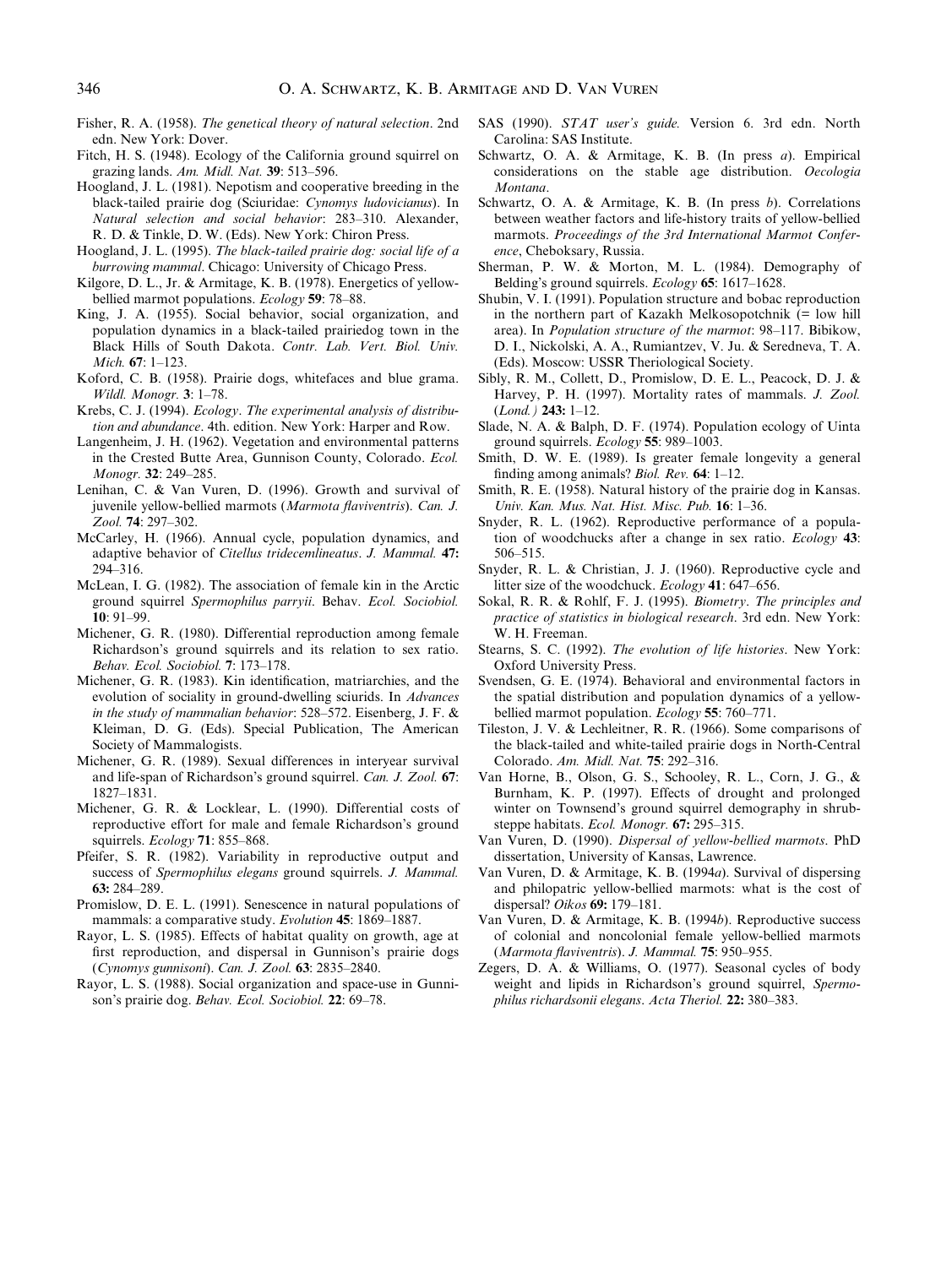Fisher, R. A. (1958). *The genetical theory of natural selection*. 2nd edn. New York: Dover.

Fitch, H. S. (1948). Ecology of the California ground squirrel on grazing lands. *Am. Midl. Nat.* **39**: 513–596.

Hoogland, J. L. (1981). Nepotism and cooperative breeding in the black-tailed prairie dog (Sciuridae: *Cynomys ludovicianus*). In *Natural selection and social behavior*: 283–310. Alexander, R. D. & Tinkle, D. W. (Eds). New York: Chiron Press.

Hoogland, J. L. (1995). *The black-tailed prairie dog: social life of a burrowing mammal*. Chicago: University of Chicago Press.

Kilgore, D. L., Jr. & Armitage, K. B. (1978). Energetics of yellow-bellied marmot populations. *Ecology* **59**: 78–88.

King, J. A. (1955). Social behavior, social organization, and population dynamics in a black-tailed prairiedog town in the Black Hills of South Dakota. *Contr. Lab. Vert. Biol. Univ. Mich.* **67**: 1–123.

Koford, C. B. (1958). Prairie dogs, whitefaces and blue grama. *Wildl. Monogr.* **3**: 1–78.

Krebs, C. J. (1994). *Ecology*. *The experimental analysis of distribution and abundance*. 4th. edition. New York: Harper and Row.

Langenheim, J. H. (1962). Vegetation and environmental patterns in the Crested Butte Area, Gunnison County, Colorado. *Ecol. Monogr.* **32**: 249–285.

Lenihan, C. & Van Vuren, D. (1996). Growth and survival of juvenile yellow-bellied marmots (*Marmota flaviventris*). *Can. J. Zool.* **74**: 297–302.

McCarley, H. (1966). Annual cycle, population dynamics, and adaptive behavior of *Citellus tridecemlineatus*. *J. Mammal.* **47:** 294–316.

McLean, I. G. (1982). The association of female kin in the Arctic ground squirrel *Spermophilus parryii*. Behav. *Ecol. Sociobiol.* **10**: 91–99.

Michener, G. R. (1980). Differential reproduction among female Richardson's ground squirrels and its relation to sex ratio. *Behav. Ecol. Sociobiol.* **7**: 173–178.

Michener, G. R. (1983). Kin identification, matriarchies, and the evolution of sociality in ground-dwelling sciurids. In *Advances in the study of mammalian behavior*: 528–572. Eisenberg, J. F. & Kleiman, D. G. (Eds). Special Publication, The American Society of Mammalogists.

Michener, G. R. (1989). Sexual differences in interyear survival and life-span of Richardson's ground squirrel. *Can. J. Zool.* **67:** 1827–1831.

Michener, G. R. & Locklear, L. (1990). Differential costs of reproductive effort for male and female Richardson's ground squirrels. *Ecology* **71**: 855–868.

Pfeifer, S. R. (1982). Variability in reproductive output and success of *Spermophilus elegans* ground squirrels. *J. Mammal.* **63:** 284–289.

Promislow, D. E. L. (1991). Senescence in natural populations of mammals: a comparative study. *Evolution* **45**: 1869–1887.

Rayor, L. S. (1985). Effects of habitat quality on growth, age at first reproduction, and dispersal in Gunnison's prairie dogs (*Cynomys gunnisoni*). *Can. J. Zool.* **63**: 2835–2840.

Rayor, L. S. (1988). Social organization and space-use in Gunnison's prairie dog. *Behav. Ecol. Sociobiol.* **22**: 69–78.

SAS (1990). *STAT user's guide.* Version 6. 3rd edn. North Carolina: SAS Institute.

Schwartz, O. A. & Armitage, K. B. (In press *a*). Empirical considerations on the stable age distribution. *Oecologia Montana*.

Schwartz, O. A. & Armitage, K. B. (In press *b*). Correlations between weather factors and life-history traits of yellow-bellied marmots. *Proceedings of the 3rd International Marmot Conference*, Cheboksary, Russia.

Sherman, P. W. & Morton, M. L. (1984). Demography of Belding's ground squirrels. *Ecology* **65**: 1617–1628.

Shubin, V. I. (1991). Population structure and bobac reproduction in the northern part of Kazakh Melkosopotchnik (= low hill area). In *Population structure of the marmot*: 98–117. Bibikow, D. I., Nickolski, A. A., Rumiantzev, V. Ju. & Seredneva, T. A. (Eds). Moscow: USSR Theriological Society.

Sibly, R. M., Collett, D., Promislow, D. E. L., Peacock, D. J. & Harvey, P. H. (1997). Mortality rates of mammals. *J. Zool. (Lond.)* **243:** 1–12.

Slade, N. A. & Balph, D. F. (1974). Population ecology of Uinta ground squirrels. *Ecology* **55**: 989–1003.

Smith, D. W. E. (1989). Is greater female longevity a general finding among animals? *Biol. Rev.* **64**: 1–12.

Smith, R. E. (1958). Natural history of the prairie dog in Kansas. *Univ. Kan. Mus. Nat. Hist. Misc. Pub.* **16**: 1–36.

Snyder, R. L. (1962). Reproductive performance of a population of woodchucks after a change in sex ratio. *Ecology* **43**: 506–515.

Snyder, R. L. & Christian, J. J. (1960). Reproductive cycle and litter size of the woodchuck. *Ecology* **41**: 647–656.

Sokal, R. R. & Rohlf, F. J. (1995). *Biometry*. *The principles and practice of statistics in biological research*. 3rd edn. New York: W. H. Freeman.

Stearns, S. C. (1992). *The evolution of life histories*. New York: Oxford University Press.

Svendsen, G. E. (1974). Behavioral and environmental factors in the spatial distribution and population dynamics of a yellow-bellied marmot population. *Ecology* **55**: 760–771.

Tileston, J. V. & Lechleitner, R. R. (1966). Some comparisons of the black-tailed and white-tailed prairie dogs in North-Central Colorado. *Am. Midl. Nat.* **75**: 292–316.

Van Horne, B., Olson, G. S., Schooley, R. L., Corn, J. G., & Burnham, K. P. (1997). Effects of drought and prolonged winter on Townsend's ground squirrel demography in shrub-steppe habitats. *Ecol. Monogr.* **67:** 295–315.

Van Vuren, D. (1990). *Dispersal of yellow-bellied marmots*. PhD dissertation, University of Kansas, Lawrence.

Van Vuren, D. & Armitage, K. B. (1994*a*). Survival of dispersing and philopatric yellow-bellied marmots: what is the cost of dispersal? *Oikos* **69:** 179–181.

Van Vuren, D. & Armitage, K. B. (1994*b*). Reproductive success of colonial and noncolonial female yellow-bellied marmots (*Marmota flaviventris*). *J. Mammal.* **75**: 950–955.

Zegers, D. A. & Williams, O. (1977). Seasonal cycles of body weight and lipids in Richardson's ground squirrel, *Spermophilus richardsonii elegans*. *Acta Theriol.* **22:** 380–383.